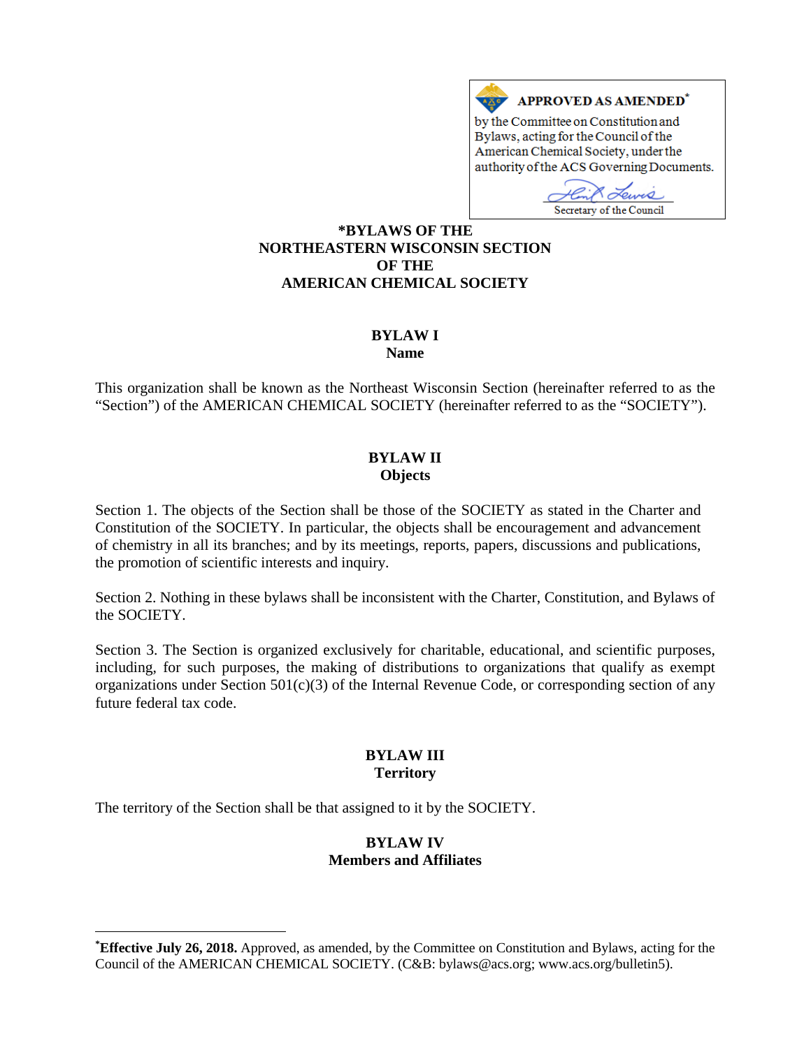**APPROVED AS AMENDED***

by the Committee on Constitution and Bylaws, acting for the Council of the American Chemical Society, under the authority of the ACS Governing Documents.

Secretary of the Council

# *BYLAWS OF THE NORTHEASTERN WISCONSIN SECTION OF THE AMERICAN CHEMICAL SOCIETY

## BYLAW I
### Name

This organization shall be known as the Northeast Wisconsin Section (hereinafter referred to as the "Section") of the AMERICAN CHEMICAL SOCIETY (hereinafter referred to as the "SOCIETY").

## BYLAW II
### Objects

Section 1. The objects of the Section shall be those of the SOCIETY as stated in the Charter and Constitution of the SOCIETY. In particular, the objects shall be encouragement and advancement of chemistry in all its branches; and by its meetings, reports, papers, discussions and publications, the promotion of scientific interests and inquiry.

Section 2. Nothing in these bylaws shall be inconsistent with the Charter, Constitution, and Bylaws of the SOCIETY.

Section 3. The Section is organized exclusively for charitable, educational, and scientific purposes, including, for such purposes, the making of distributions to organizations that qualify as exempt organizations under Section 501(c)(3) of the Internal Revenue Code, or corresponding section of any future federal tax code.

## BYLAW III
### Territory

The territory of the Section shall be that assigned to it by the SOCIETY.

## BYLAW IV
### Members and Affiliates

---

***Effective July 26, 2018.** Approved, as amended, by the Committee on Constitution and Bylaws, acting for the Council of the AMERICAN CHEMICAL SOCIETY. (C&B: bylaws@acs.org; www.acs.org/bulletin5).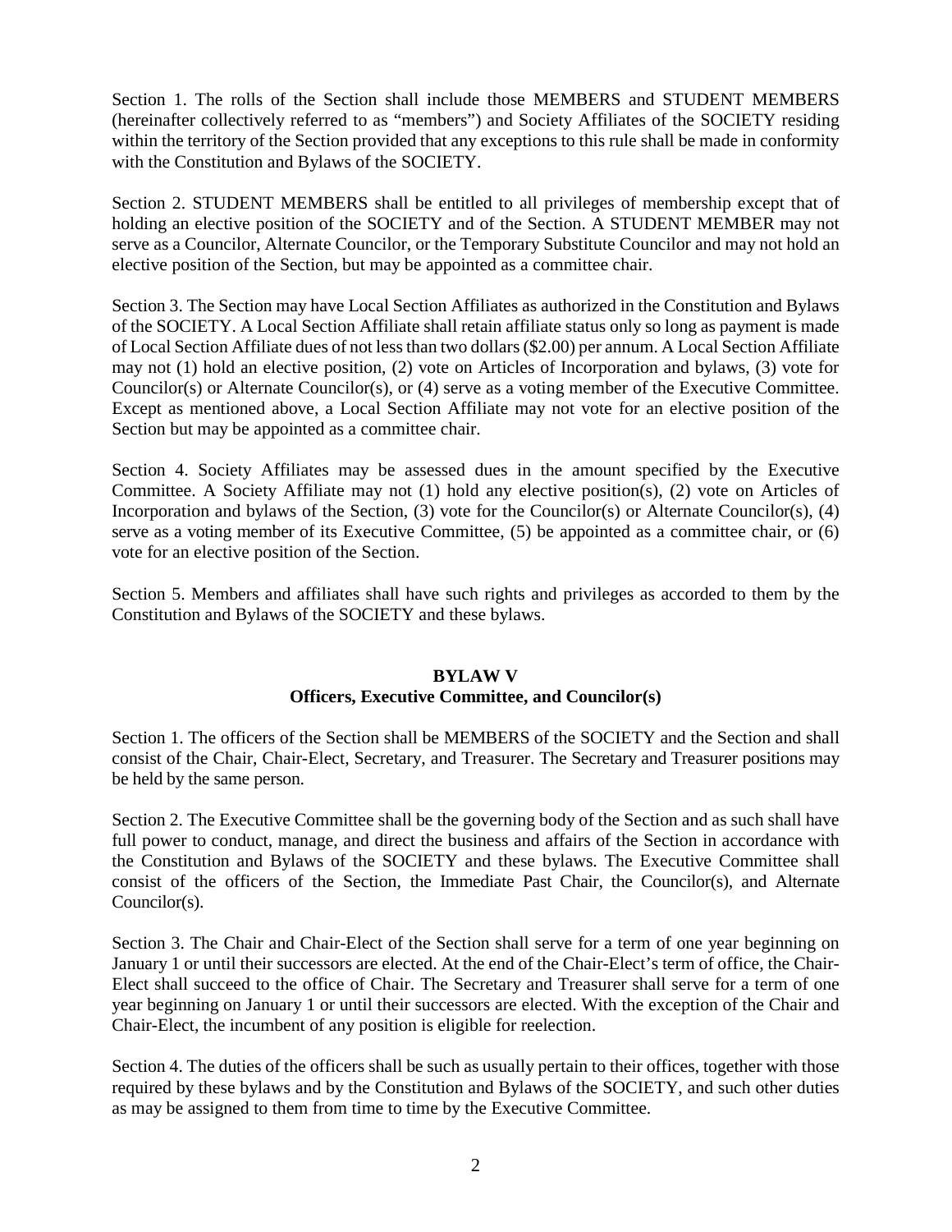Section 1. The rolls of the Section shall include those MEMBERS and STUDENT MEMBERS (hereinafter collectively referred to as "members") and Society Affiliates of the SOCIETY residing within the territory of the Section provided that any exceptions to this rule shall be made in conformity with the Constitution and Bylaws of the SOCIETY.

Section 2. STUDENT MEMBERS shall be entitled to all privileges of membership except that of holding an elective position of the SOCIETY and of the Section. A STUDENT MEMBER may not serve as a Councilor, Alternate Councilor, or the Temporary Substitute Councilor and may not hold an elective position of the Section, but may be appointed as a committee chair.

Section 3. The Section may have Local Section Affiliates as authorized in the Constitution and Bylaws of the SOCIETY. A Local Section Affiliate shall retain affiliate status only so long as payment is made of Local Section Affiliate dues of not less than two dollars ($2.00) per annum. A Local Section Affiliate may not (1) hold an elective position, (2) vote on Articles of Incorporation and bylaws, (3) vote for Councilor(s) or Alternate Councilor(s), or (4) serve as a voting member of the Executive Committee. Except as mentioned above, a Local Section Affiliate may not vote for an elective position of the Section but may be appointed as a committee chair.

Section 4. Society Affiliates may be assessed dues in the amount specified by the Executive Committee. A Society Affiliate may not (1) hold any elective position(s), (2) vote on Articles of Incorporation and bylaws of the Section, (3) vote for the Councilor(s) or Alternate Councilor(s), (4) serve as a voting member of its Executive Committee, (5) be appointed as a committee chair, or (6) vote for an elective position of the Section.

Section 5. Members and affiliates shall have such rights and privileges as accorded to them by the Constitution and Bylaws of the SOCIETY and these bylaws.

## BYLAW V
## Officers, Executive Committee, and Councilor(s)

Section 1. The officers of the Section shall be MEMBERS of the SOCIETY and the Section and shall consist of the Chair, Chair-Elect, Secretary, and Treasurer. The Secretary and Treasurer positions may be held by the same person.

Section 2. The Executive Committee shall be the governing body of the Section and as such shall have full power to conduct, manage, and direct the business and affairs of the Section in accordance with the Constitution and Bylaws of the SOCIETY and these bylaws. The Executive Committee shall consist of the officers of the Section, the Immediate Past Chair, the Councilor(s), and Alternate Councilor(s).

Section 3. The Chair and Chair-Elect of the Section shall serve for a term of one year beginning on January 1 or until their successors are elected. At the end of the Chair-Elect's term of office, the Chair-Elect shall succeed to the office of Chair. The Secretary and Treasurer shall serve for a term of one year beginning on January 1 or until their successors are elected. With the exception of the Chair and Chair-Elect, the incumbent of any position is eligible for reelection.

Section 4. The duties of the officers shall be such as usually pertain to their offices, together with those required by these bylaws and by the Constitution and Bylaws of the SOCIETY, and such other duties as may be assigned to them from time to time by the Executive Committee.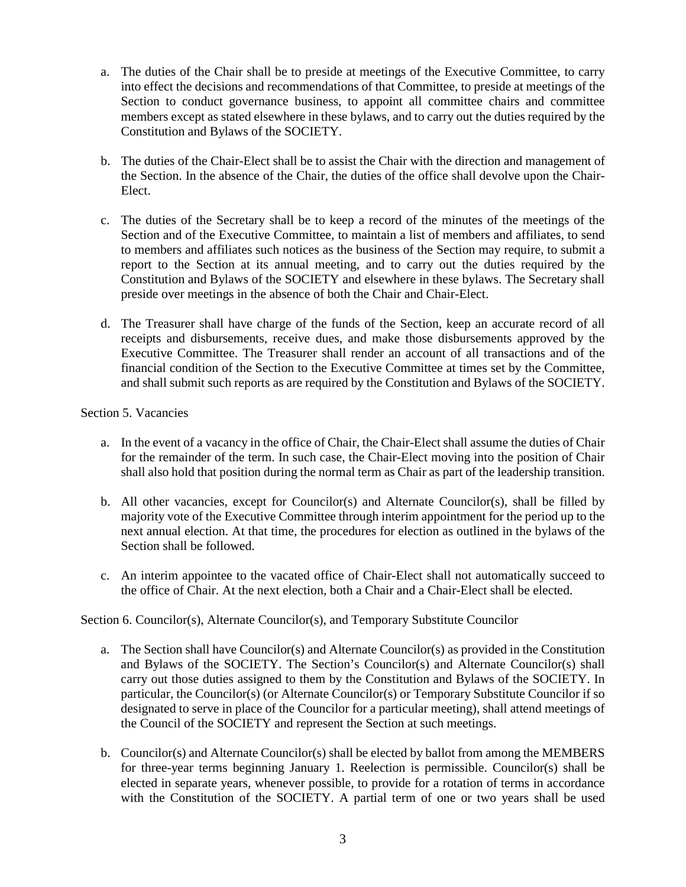a. The duties of the Chair shall be to preside at meetings of the Executive Committee, to carry into effect the decisions and recommendations of that Committee, to preside at meetings of the Section to conduct governance business, to appoint all committee chairs and committee members except as stated elsewhere in these bylaws, and to carry out the duties required by the Constitution and Bylaws of the SOCIETY.

b. The duties of the Chair-Elect shall be to assist the Chair with the direction and management of the Section. In the absence of the Chair, the duties of the office shall devolve upon the Chair-Elect.

c. The duties of the Secretary shall be to keep a record of the minutes of the meetings of the Section and of the Executive Committee, to maintain a list of members and affiliates, to send to members and affiliates such notices as the business of the Section may require, to submit a report to the Section at its annual meeting, and to carry out the duties required by the Constitution and Bylaws of the SOCIETY and elsewhere in these bylaws. The Secretary shall preside over meetings in the absence of both the Chair and Chair-Elect.

d. The Treasurer shall have charge of the funds of the Section, keep an accurate record of all receipts and disbursements, receive dues, and make those disbursements approved by the Executive Committee. The Treasurer shall render an account of all transactions and of the financial condition of the Section to the Executive Committee at times set by the Committee, and shall submit such reports as are required by the Constitution and Bylaws of the SOCIETY.

Section 5. Vacancies

a. In the event of a vacancy in the office of Chair, the Chair-Elect shall assume the duties of Chair for the remainder of the term. In such case, the Chair-Elect moving into the position of Chair shall also hold that position during the normal term as Chair as part of the leadership transition.

b. All other vacancies, except for Councilor(s) and Alternate Councilor(s), shall be filled by majority vote of the Executive Committee through interim appointment for the period up to the next annual election. At that time, the procedures for election as outlined in the bylaws of the Section shall be followed.

c. An interim appointee to the vacated office of Chair-Elect shall not automatically succeed to the office of Chair. At the next election, both a Chair and a Chair-Elect shall be elected.

Section 6. Councilor(s), Alternate Councilor(s), and Temporary Substitute Councilor

a. The Section shall have Councilor(s) and Alternate Councilor(s) as provided in the Constitution and Bylaws of the SOCIETY. The Section's Councilor(s) and Alternate Councilor(s) shall carry out those duties assigned to them by the Constitution and Bylaws of the SOCIETY. In particular, the Councilor(s) (or Alternate Councilor(s) or Temporary Substitute Councilor if so designated to serve in place of the Councilor for a particular meeting), shall attend meetings of the Council of the SOCIETY and represent the Section at such meetings.

b. Councilor(s) and Alternate Councilor(s) shall be elected by ballot from among the MEMBERS for three-year terms beginning January 1. Reelection is permissible. Councilor(s) shall be elected in separate years, whenever possible, to provide for a rotation of terms in accordance with the Constitution of the SOCIETY. A partial term of one or two years shall be used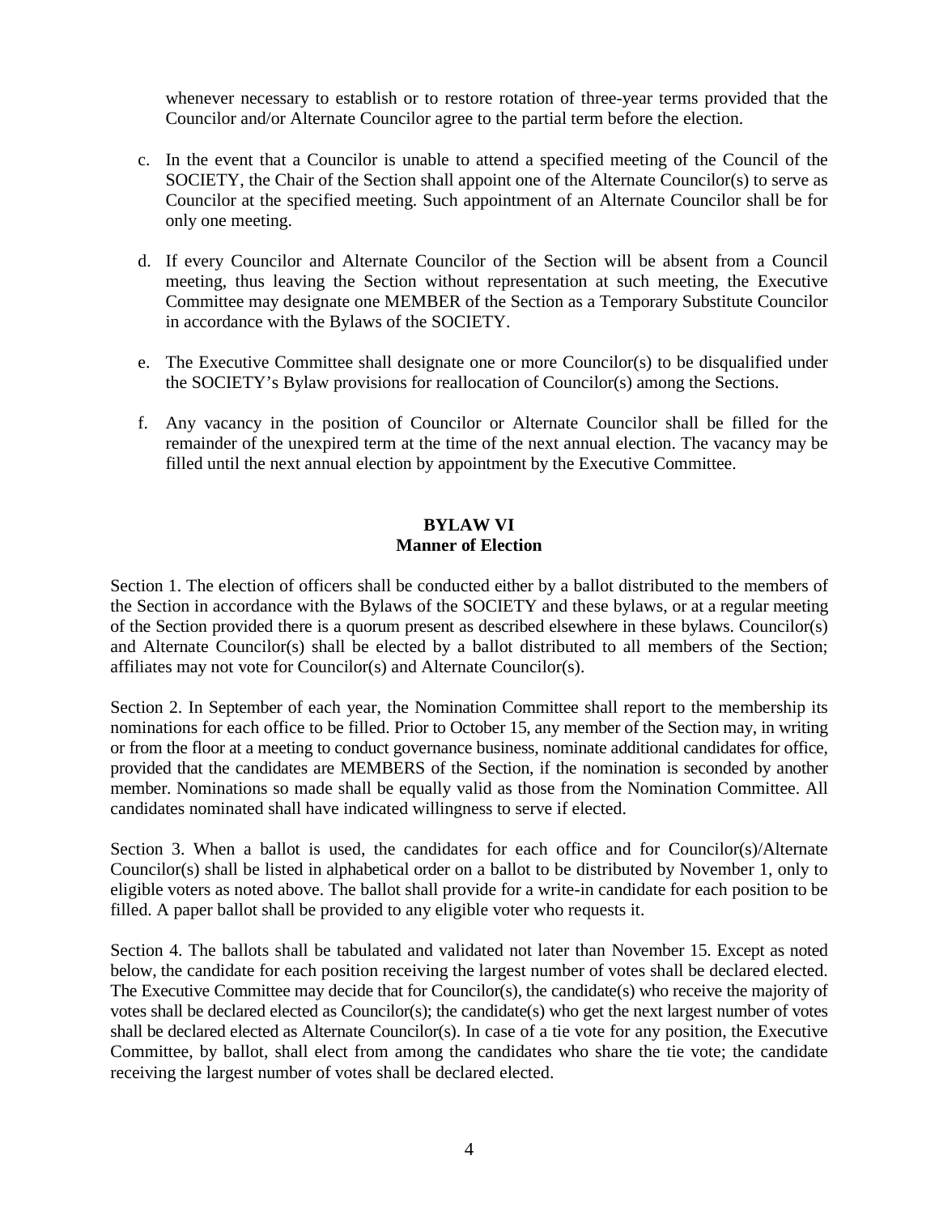whenever necessary to establish or to restore rotation of three-year terms provided that the Councilor and/or Alternate Councilor agree to the partial term before the election.

c. In the event that a Councilor is unable to attend a specified meeting of the Council of the SOCIETY, the Chair of the Section shall appoint one of the Alternate Councilor(s) to serve as Councilor at the specified meeting. Such appointment of an Alternate Councilor shall be for only one meeting.

d. If every Councilor and Alternate Councilor of the Section will be absent from a Council meeting, thus leaving the Section without representation at such meeting, the Executive Committee may designate one MEMBER of the Section as a Temporary Substitute Councilor in accordance with the Bylaws of the SOCIETY.

e. The Executive Committee shall designate one or more Councilor(s) to be disqualified under the SOCIETY's Bylaw provisions for reallocation of Councilor(s) among the Sections.

f. Any vacancy in the position of Councilor or Alternate Councilor shall be filled for the remainder of the unexpired term at the time of the next annual election. The vacancy may be filled until the next annual election by appointment by the Executive Committee.

## BYLAW VI
## Manner of Election

Section 1. The election of officers shall be conducted either by a ballot distributed to the members of the Section in accordance with the Bylaws of the SOCIETY and these bylaws, or at a regular meeting of the Section provided there is a quorum present as described elsewhere in these bylaws. Councilor(s) and Alternate Councilor(s) shall be elected by a ballot distributed to all members of the Section; affiliates may not vote for Councilor(s) and Alternate Councilor(s).

Section 2. In September of each year, the Nomination Committee shall report to the membership its nominations for each office to be filled. Prior to October 15, any member of the Section may, in writing or from the floor at a meeting to conduct governance business, nominate additional candidates for office, provided that the candidates are MEMBERS of the Section, if the nomination is seconded by another member. Nominations so made shall be equally valid as those from the Nomination Committee. All candidates nominated shall have indicated willingness to serve if elected.

Section 3. When a ballot is used, the candidates for each office and for Councilor(s)/Alternate Councilor(s) shall be listed in alphabetical order on a ballot to be distributed by November 1, only to eligible voters as noted above. The ballot shall provide for a write-in candidate for each position to be filled. A paper ballot shall be provided to any eligible voter who requests it.

Section 4. The ballots shall be tabulated and validated not later than November 15. Except as noted below, the candidate for each position receiving the largest number of votes shall be declared elected. The Executive Committee may decide that for Councilor(s), the candidate(s) who receive the majority of votes shall be declared elected as Councilor(s); the candidate(s) who get the next largest number of votes shall be declared elected as Alternate Councilor(s). In case of a tie vote for any position, the Executive Committee, by ballot, shall elect from among the candidates who share the tie vote; the candidate receiving the largest number of votes shall be declared elected.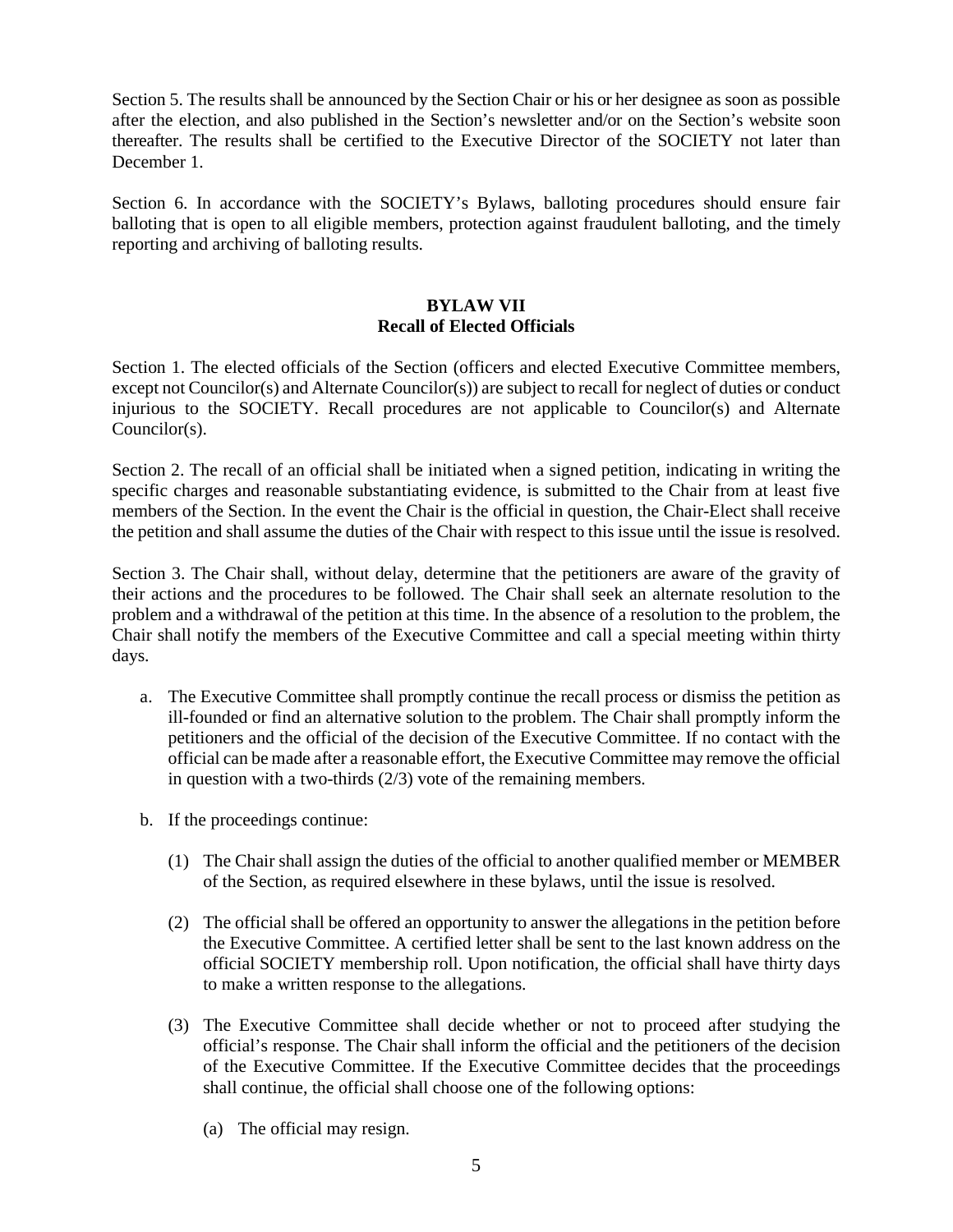Section 5. The results shall be announced by the Section Chair or his or her designee as soon as possible after the election, and also published in the Section's newsletter and/or on the Section's website soon thereafter. The results shall be certified to the Executive Director of the SOCIETY not later than December 1.

Section 6. In accordance with the SOCIETY's Bylaws, balloting procedures should ensure fair balloting that is open to all eligible members, protection against fraudulent balloting, and the timely reporting and archiving of balloting results.

## BYLAW VII
## Recall of Elected Officials

Section 1. The elected officials of the Section (officers and elected Executive Committee members, except not Councilor(s) and Alternate Councilor(s)) are subject to recall for neglect of duties or conduct injurious to the SOCIETY. Recall procedures are not applicable to Councilor(s) and Alternate Councilor(s).

Section 2. The recall of an official shall be initiated when a signed petition, indicating in writing the specific charges and reasonable substantiating evidence, is submitted to the Chair from at least five members of the Section. In the event the Chair is the official in question, the Chair-Elect shall receive the petition and shall assume the duties of the Chair with respect to this issue until the issue is resolved.

Section 3. The Chair shall, without delay, determine that the petitioners are aware of the gravity of their actions and the procedures to be followed. The Chair shall seek an alternate resolution to the problem and a withdrawal of the petition at this time. In the absence of a resolution to the problem, the Chair shall notify the members of the Executive Committee and call a special meeting within thirty days.

a. The Executive Committee shall promptly continue the recall process or dismiss the petition as ill-founded or find an alternative solution to the problem. The Chair shall promptly inform the petitioners and the official of the decision of the Executive Committee. If no contact with the official can be made after a reasonable effort, the Executive Committee may remove the official in question with a two-thirds (2/3) vote of the remaining members.

b. If the proceedings continue:

   (1) The Chair shall assign the duties of the official to another qualified member or MEMBER of the Section, as required elsewhere in these bylaws, until the issue is resolved.

   (2) The official shall be offered an opportunity to answer the allegations in the petition before the Executive Committee. A certified letter shall be sent to the last known address on the official SOCIETY membership roll. Upon notification, the official shall have thirty days to make a written response to the allegations.

   (3) The Executive Committee shall decide whether or not to proceed after studying the official's response. The Chair shall inform the official and the petitioners of the decision of the Executive Committee. If the Executive Committee decides that the proceedings shall continue, the official shall choose one of the following options:

      (a) The official may resign.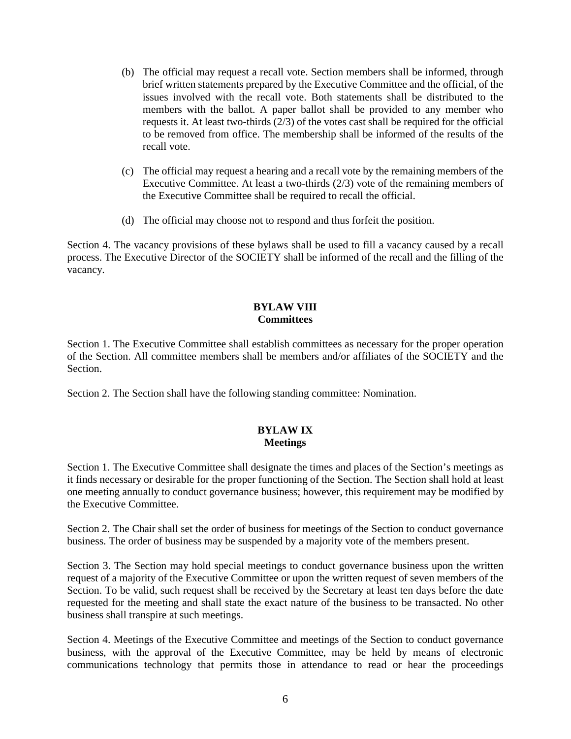(b) The official may request a recall vote. Section members shall be informed, through brief written statements prepared by the Executive Committee and the official, of the issues involved with the recall vote. Both statements shall be distributed to the members with the ballot. A paper ballot shall be provided to any member who requests it. At least two-thirds (2/3) of the votes cast shall be required for the official to be removed from office. The membership shall be informed of the results of the recall vote.

(c) The official may request a hearing and a recall vote by the remaining members of the Executive Committee. At least a two-thirds (2/3) vote of the remaining members of the Executive Committee shall be required to recall the official.

(d) The official may choose not to respond and thus forfeit the position.

Section 4. The vacancy provisions of these bylaws shall be used to fill a vacancy caused by a recall process. The Executive Director of the SOCIETY shall be informed of the recall and the filling of the vacancy.

## BYLAW VIII
## Committees

Section 1. The Executive Committee shall establish committees as necessary for the proper operation of the Section. All committee members shall be members and/or affiliates of the SOCIETY and the Section.

Section 2. The Section shall have the following standing committee: Nomination.

## BYLAW IX
## Meetings

Section 1. The Executive Committee shall designate the times and places of the Section's meetings as it finds necessary or desirable for the proper functioning of the Section. The Section shall hold at least one meeting annually to conduct governance business; however, this requirement may be modified by the Executive Committee.

Section 2. The Chair shall set the order of business for meetings of the Section to conduct governance business. The order of business may be suspended by a majority vote of the members present.

Section 3. The Section may hold special meetings to conduct governance business upon the written request of a majority of the Executive Committee or upon the written request of seven members of the Section. To be valid, such request shall be received by the Secretary at least ten days before the date requested for the meeting and shall state the exact nature of the business to be transacted. No other business shall transpire at such meetings.

Section 4. Meetings of the Executive Committee and meetings of the Section to conduct governance business, with the approval of the Executive Committee, may be held by means of electronic communications technology that permits those in attendance to read or hear the proceedings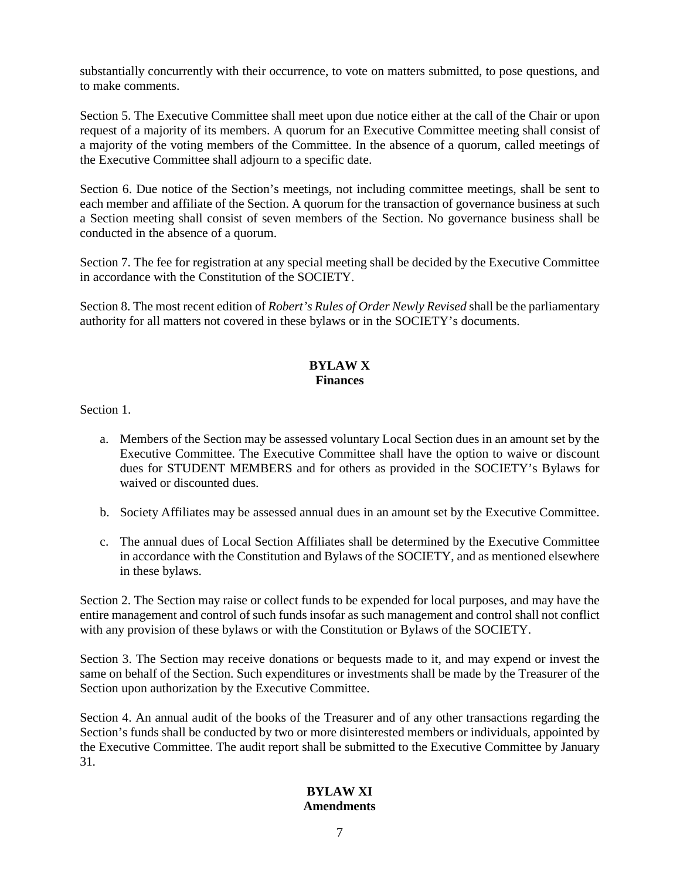substantially concurrently with their occurrence, to vote on matters submitted, to pose questions, and to make comments.

Section 5. The Executive Committee shall meet upon due notice either at the call of the Chair or upon request of a majority of its members. A quorum for an Executive Committee meeting shall consist of a majority of the voting members of the Committee. In the absence of a quorum, called meetings of the Executive Committee shall adjourn to a specific date.

Section 6. Due notice of the Section's meetings, not including committee meetings, shall be sent to each member and affiliate of the Section. A quorum for the transaction of governance business at such a Section meeting shall consist of seven members of the Section. No governance business shall be conducted in the absence of a quorum.

Section 7. The fee for registration at any special meeting shall be decided by the Executive Committee in accordance with the Constitution of the SOCIETY.

Section 8. The most recent edition of *Robert's Rules of Order Newly Revised* shall be the parliamentary authority for all matters not covered in these bylaws or in the SOCIETY's documents.

## BYLAW X
## Finances

Section 1.

a. Members of the Section may be assessed voluntary Local Section dues in an amount set by the Executive Committee. The Executive Committee shall have the option to waive or discount dues for STUDENT MEMBERS and for others as provided in the SOCIETY's Bylaws for waived or discounted dues.

b. Society Affiliates may be assessed annual dues in an amount set by the Executive Committee.

c. The annual dues of Local Section Affiliates shall be determined by the Executive Committee in accordance with the Constitution and Bylaws of the SOCIETY, and as mentioned elsewhere in these bylaws.

Section 2. The Section may raise or collect funds to be expended for local purposes, and may have the entire management and control of such funds insofar as such management and control shall not conflict with any provision of these bylaws or with the Constitution or Bylaws of the SOCIETY.

Section 3. The Section may receive donations or bequests made to it, and may expend or invest the same on behalf of the Section. Such expenditures or investments shall be made by the Treasurer of the Section upon authorization by the Executive Committee.

Section 4. An annual audit of the books of the Treasurer and of any other transactions regarding the Section's funds shall be conducted by two or more disinterested members or individuals, appointed by the Executive Committee. The audit report shall be submitted to the Executive Committee by January 31.

## BYLAW XI
## Amendments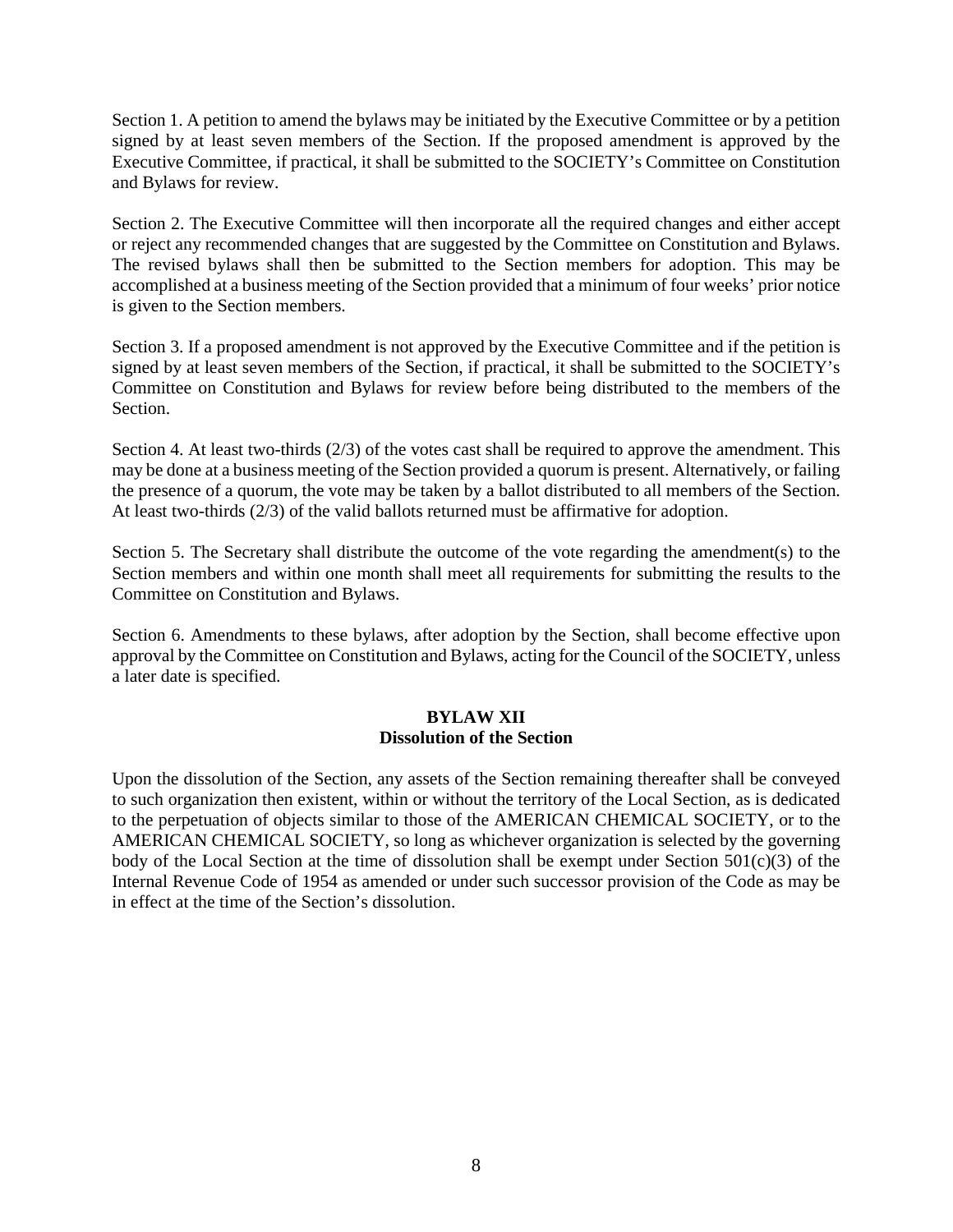Section 1. A petition to amend the bylaws may be initiated by the Executive Committee or by a petition signed by at least seven members of the Section. If the proposed amendment is approved by the Executive Committee, if practical, it shall be submitted to the SOCIETY's Committee on Constitution and Bylaws for review.

Section 2. The Executive Committee will then incorporate all the required changes and either accept or reject any recommended changes that are suggested by the Committee on Constitution and Bylaws. The revised bylaws shall then be submitted to the Section members for adoption. This may be accomplished at a business meeting of the Section provided that a minimum of four weeks' prior notice is given to the Section members.

Section 3. If a proposed amendment is not approved by the Executive Committee and if the petition is signed by at least seven members of the Section, if practical, it shall be submitted to the SOCIETY's Committee on Constitution and Bylaws for review before being distributed to the members of the Section.

Section 4. At least two-thirds (2/3) of the votes cast shall be required to approve the amendment. This may be done at a business meeting of the Section provided a quorum is present. Alternatively, or failing the presence of a quorum, the vote may be taken by a ballot distributed to all members of the Section. At least two-thirds (2/3) of the valid ballots returned must be affirmative for adoption.

Section 5. The Secretary shall distribute the outcome of the vote regarding the amendment(s) to the Section members and within one month shall meet all requirements for submitting the results to the Committee on Constitution and Bylaws.

Section 6. Amendments to these bylaws, after adoption by the Section, shall become effective upon approval by the Committee on Constitution and Bylaws, acting for the Council of the SOCIETY, unless a later date is specified.

## BYLAW XII
## Dissolution of the Section

Upon the dissolution of the Section, any assets of the Section remaining thereafter shall be conveyed to such organization then existent, within or without the territory of the Local Section, as is dedicated to the perpetuation of objects similar to those of the AMERICAN CHEMICAL SOCIETY, or to the AMERICAN CHEMICAL SOCIETY, so long as whichever organization is selected by the governing body of the Local Section at the time of dissolution shall be exempt under Section 501(c)(3) of the Internal Revenue Code of 1954 as amended or under such successor provision of the Code as may be in effect at the time of the Section's dissolution.